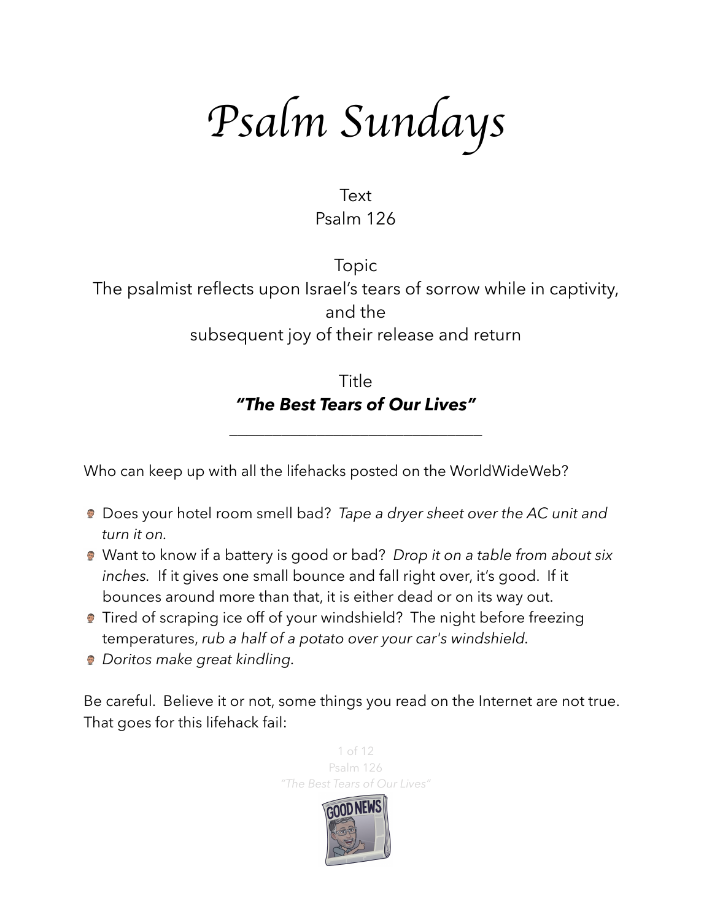# Psalm Sundays

Text
Psalm 126

Topic
The psalmist reflects upon Israel's tears of sorrow while in captivity, and the subsequent joy of their release and return

Title
***"The Best Tears of Our Lives"***

---

Who can keep up with all the lifehacks posted on the WorldWideWeb?

- Does your hotel room smell bad? *Tape a dryer sheet over the AC unit and turn it on*.
- Want to know if a battery is good or bad? *Drop it on a table from about six inches*. If it gives one small bounce and fall right over, it's good. If it bounces around more than that, it is either dead or on its way out.
- Tired of scraping ice off of your windshield? The night before freezing temperatures, *rub a half of a potato over your car's windshield*.
- *Doritos make great kindling*.

Be careful. Believe it or not, some things you read on the Internet are not true. That goes for this lifehack fail: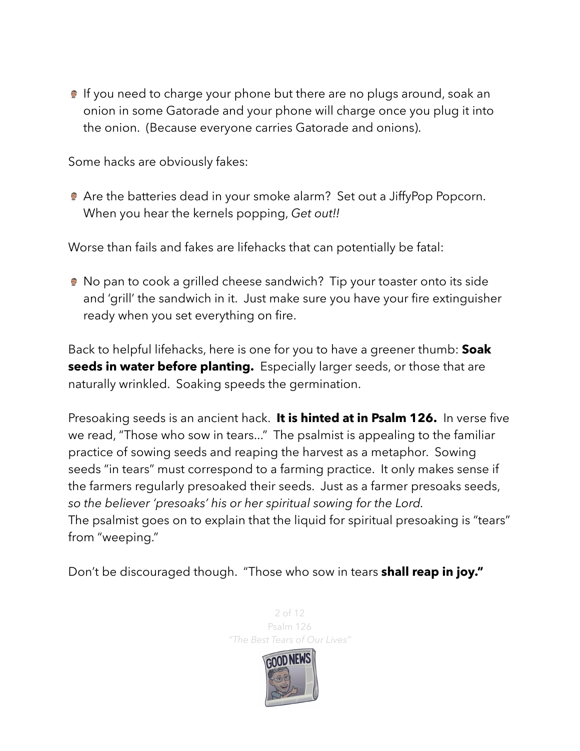- If you need to charge your phone but there are no plugs around, soak an onion in some Gatorade and your phone will charge once you plug it into the onion. (Because everyone carries Gatorade and onions).

Some hacks are obviously fakes:

- Are the batteries dead in your smoke alarm? Set out a JiffyPop Popcorn. When you hear the kernels popping, *Get out!!*

Worse than fails and fakes are lifehacks that can potentially be fatal:

- No pan to cook a grilled cheese sandwich? Tip your toaster onto its side and 'grill' the sandwich in it. Just make sure you have your fire extinguisher ready when you set everything on fire.

Back to helpful lifehacks, here is one for you to have a greener thumb: **Soak seeds in water before planting.** Especially larger seeds, or those that are naturally wrinkled. Soaking speeds the germination.

Presoaking seeds is an ancient hack. **It is hinted at in Psalm 126.** In verse five we read, "Those who sow in tears..." The psalmist is appealing to the familiar practice of sowing seeds and reaping the harvest as a metaphor. Sowing seeds "in tears" must correspond to a farming practice. It only makes sense if the farmers regularly presoaked their seeds. Just as a farmer presoaks seeds, *so the believer 'presoaks' his or her spiritual sowing for the Lord*.
The psalmist goes on to explain that the liquid for spiritual presoaking is "tears" from "weeping."

Don't be discouraged though. "Those who sow in tears **shall reap in joy."**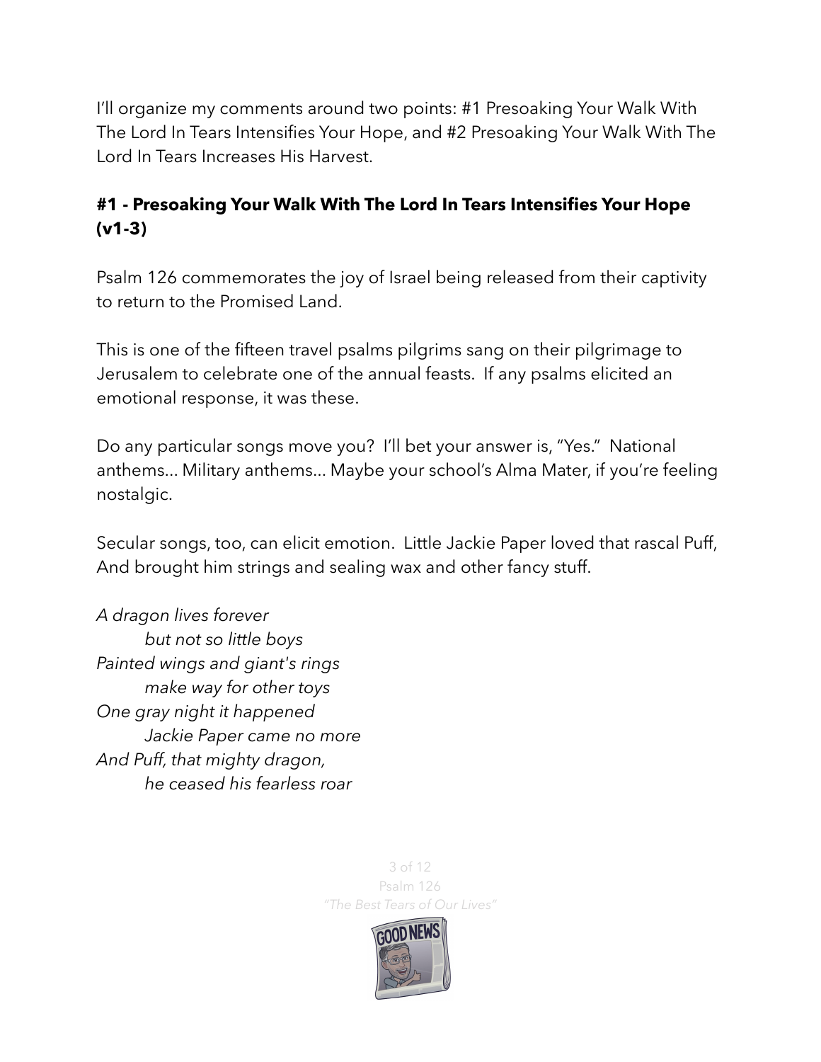I'll organize my comments around two points: #1 Presoaking Your Walk With The Lord In Tears Intensifies Your Hope, and #2 Presoaking Your Walk With The Lord In Tears Increases His Harvest.

### **#1 - Presoaking Your Walk With The Lord In Tears Intensifies Your Hope (v1-3)**

Psalm 126 commemorates the joy of Israel being released from their captivity to return to the Promised Land.

This is one of the fifteen travel psalms pilgrims sang on their pilgrimage to Jerusalem to celebrate one of the annual feasts. If any psalms elicited an emotional response, it was these.

Do any particular songs move you? I'll bet your answer is, "Yes." National anthems... Military anthems... Maybe your school's Alma Mater, if you're feeling nostalgic.

Secular songs, too, can elicit emotion. Little Jackie Paper loved that rascal Puff, And brought him strings and sealing wax and other fancy stuff.

*A dragon lives forever*
*but not so little boys*
*Painted wings and giant's rings*
*make way for other toys*
*One gray night it happened*
*Jackie Paper came no more*
*And Puff, that mighty dragon,*
*he ceased his fearless roar*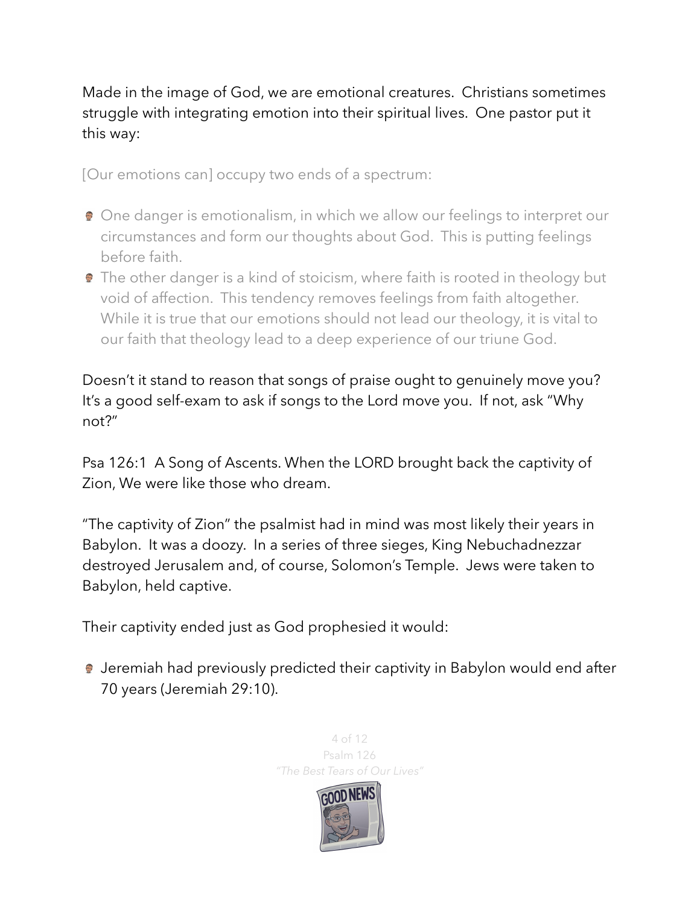Made in the image of God, we are emotional creatures. Christians sometimes struggle with integrating emotion into their spiritual lives. One pastor put it this way:

[Our emotions can] occupy two ends of a spectrum:

- One danger is emotionalism, in which we allow our feelings to interpret our circumstances and form our thoughts about God. This is putting feelings before faith.
- The other danger is a kind of stoicism, where faith is rooted in theology but void of affection. This tendency removes feelings from faith altogether. While it is true that our emotions should not lead our theology, it is vital to our faith that theology lead to a deep experience of our triune God.

Doesn't it stand to reason that songs of praise ought to genuinely move you? It's a good self-exam to ask if songs to the Lord move you. If not, ask "Why not?"

Psa 126:1 A Song of Ascents. When the LORD brought back the captivity of Zion, We were like those who dream.

"The captivity of Zion" the psalmist had in mind was most likely their years in Babylon. It was a doozy. In a series of three sieges, King Nebuchadnezzar destroyed Jerusalem and, of course, Solomon's Temple. Jews were taken to Babylon, held captive.

Their captivity ended just as God prophesied it would:

- Jeremiah had previously predicted their captivity in Babylon would end after 70 years (Jeremiah 29:10).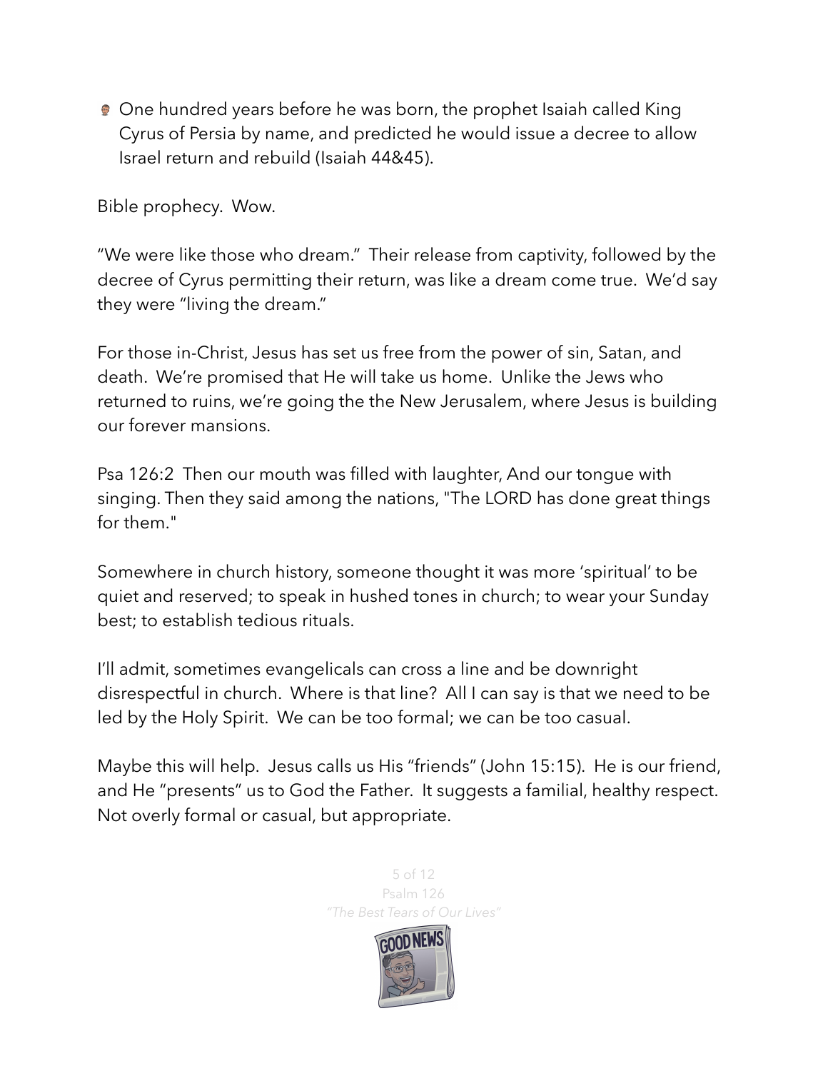- One hundred years before he was born, the prophet Isaiah called King Cyrus of Persia by name, and predicted he would issue a decree to allow Israel return and rebuild (Isaiah 44&45).

Bible prophecy. Wow.

“We were like those who dream.” Their release from captivity, followed by the decree of Cyrus permitting their return, was like a dream come true. We’d say they were “living the dream.”

For those in-Christ, Jesus has set us free from the power of sin, Satan, and death. We’re promised that He will take us home. Unlike the Jews who returned to ruins, we’re going the the New Jerusalem, where Jesus is building our forever mansions.

Psa 126:2 Then our mouth was filled with laughter, And our tongue with singing. Then they said among the nations, "The LORD has done great things for them."

Somewhere in church history, someone thought it was more ‘spiritual’ to be quiet and reserved; to speak in hushed tones in church; to wear your Sunday best; to establish tedious rituals.

I’ll admit, sometimes evangelicals can cross a line and be downright disrespectful in church. Where is that line? All I can say is that we need to be led by the Holy Spirit. We can be too formal; we can be too casual.

Maybe this will help. Jesus calls us His “friends” (John 15:15). He is our friend, and He “presents” us to God the Father. It suggests a familial, healthy respect. Not overly formal or casual, but appropriate.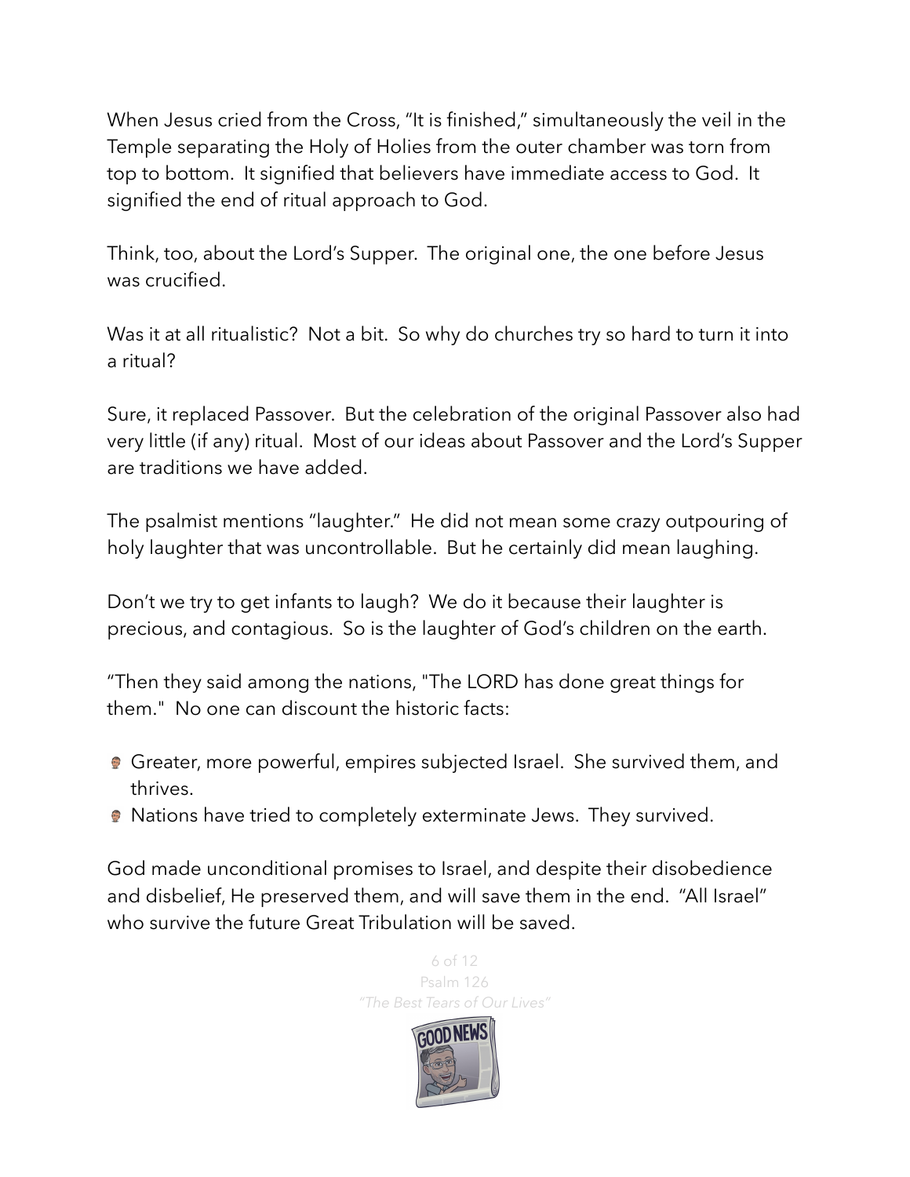When Jesus cried from the Cross, "It is finished," simultaneously the veil in the Temple separating the Holy of Holies from the outer chamber was torn from top to bottom. It signified that believers have immediate access to God. It signified the end of ritual approach to God.

Think, too, about the Lord's Supper. The original one, the one before Jesus was crucified.

Was it at all ritualistic? Not a bit. So why do churches try so hard to turn it into a ritual?

Sure, it replaced Passover. But the celebration of the original Passover also had very little (if any) ritual. Most of our ideas about Passover and the Lord's Supper are traditions we have added.

The psalmist mentions "laughter." He did not mean some crazy outpouring of holy laughter that was uncontrollable. But he certainly did mean laughing.

Don't we try to get infants to laugh? We do it because their laughter is precious, and contagious. So is the laughter of God's children on the earth.

"Then they said among the nations, "The LORD has done great things for them." No one can discount the historic facts:

- Greater, more powerful, empires subjected Israel. She survived them, and thrives.
- Nations have tried to completely exterminate Jews. They survived.

God made unconditional promises to Israel, and despite their disobedience and disbelief, He preserved them, and will save them in the end. "All Israel" who survive the future Great Tribulation will be saved.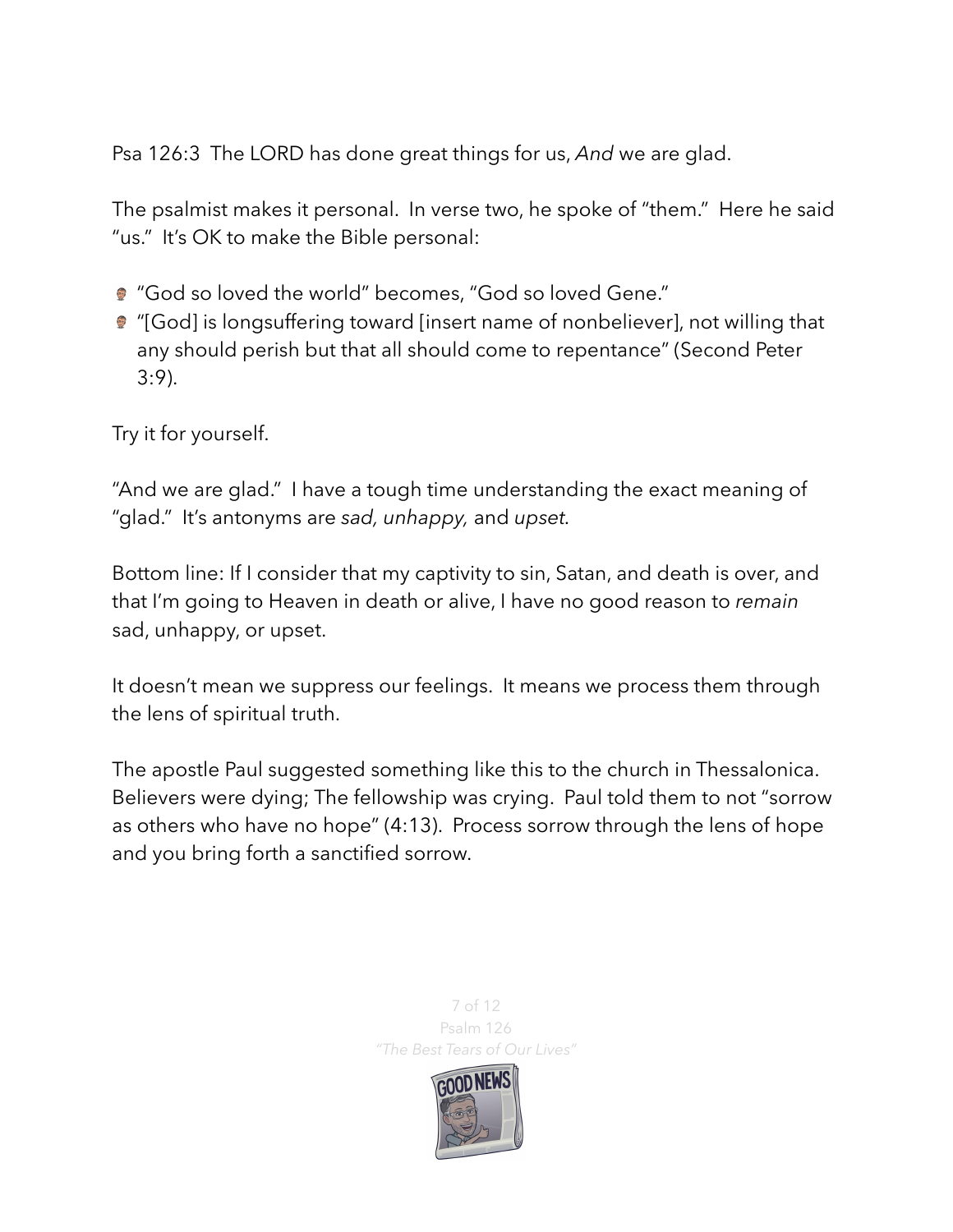Psa 126:3  The LORD has done great things for us, *And* we are glad.

The psalmist makes it personal.  In verse two, he spoke of "them."  Here he said "us."  It's OK to make the Bible personal:

- "God so loved the world" becomes, "God so loved Gene."
- "[God] is longsuffering toward [insert name of nonbeliever], not willing that any should perish but that all should come to repentance" (Second Peter 3:9).

Try it for yourself.

"And we are glad."  I have a tough time understanding the exact meaning of "glad."  It's antonyms are *sad, unhappy,* and *upset*.

Bottom line: If I consider that my captivity to sin, Satan, and death is over, and that I'm going to Heaven in death or alive, I have no good reason to *remain* sad, unhappy, or upset.

It doesn't mean we suppress our feelings.  It means we process them through the lens of spiritual truth.

The apostle Paul suggested something like this to the church in Thessalonica.  Believers were dying; The fellowship was crying.  Paul told them to not "sorrow as others who have no hope" (4:13).  Process sorrow through the lens of hope and you bring forth a sanctified sorrow.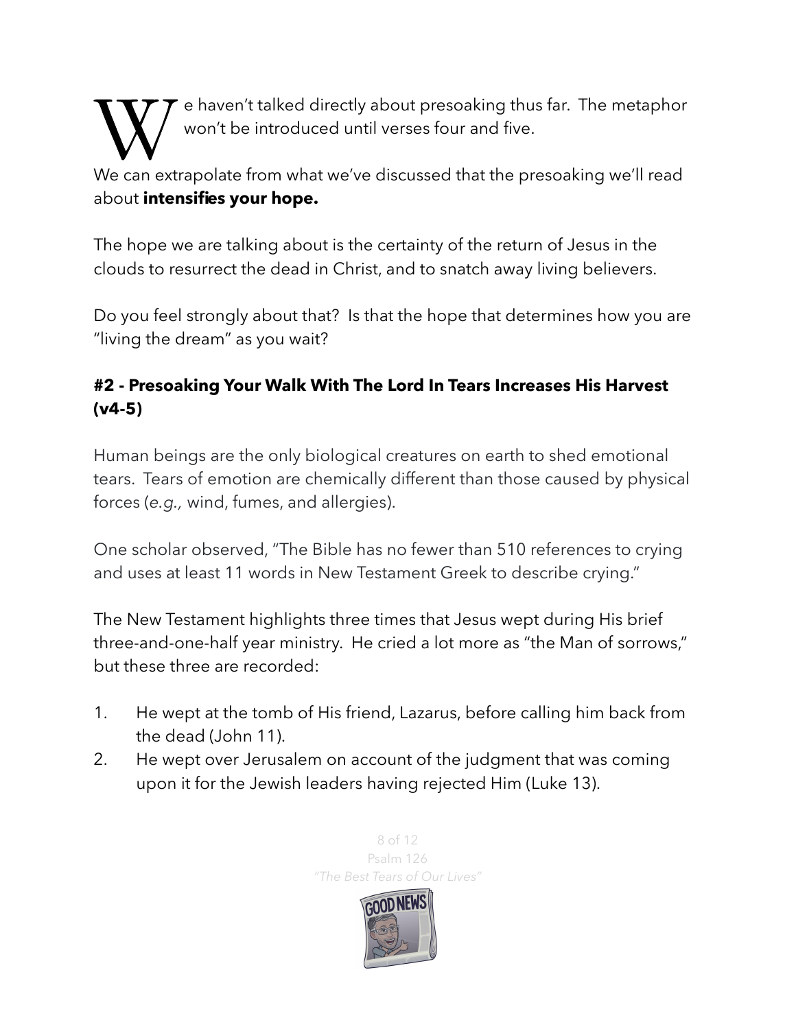We haven't talked directly about presoaking thus far. The metaphor won't be introduced until verses four and five.

We can extrapolate from what we've discussed that the presoaking we'll read about **intensifies your hope.**

The hope we are talking about is the certainty of the return of Jesus in the clouds to resurrect the dead in Christ, and to snatch away living believers.

Do you feel strongly about that? Is that the hope that determines how you are "living the dream" as you wait?

**#2 - Presoaking Your Walk With The Lord In Tears Increases His Harvest (v4-5)**

Human beings are the only biological creatures on earth to shed emotional tears. Tears of emotion are chemically different than those caused by physical forces (*e.g.,* wind, fumes, and allergies).

One scholar observed, "The Bible has no fewer than 510 references to crying and uses at least 11 words in New Testament Greek to describe crying."

The New Testament highlights three times that Jesus wept during His brief three-and-one-half year ministry. He cried a lot more as "the Man of sorrows," but these three are recorded:

1. He wept at the tomb of His friend, Lazarus, before calling him back from the dead (John 11).
2. He wept over Jerusalem on account of the judgment that was coming upon it for the Jewish leaders having rejected Him (Luke 13).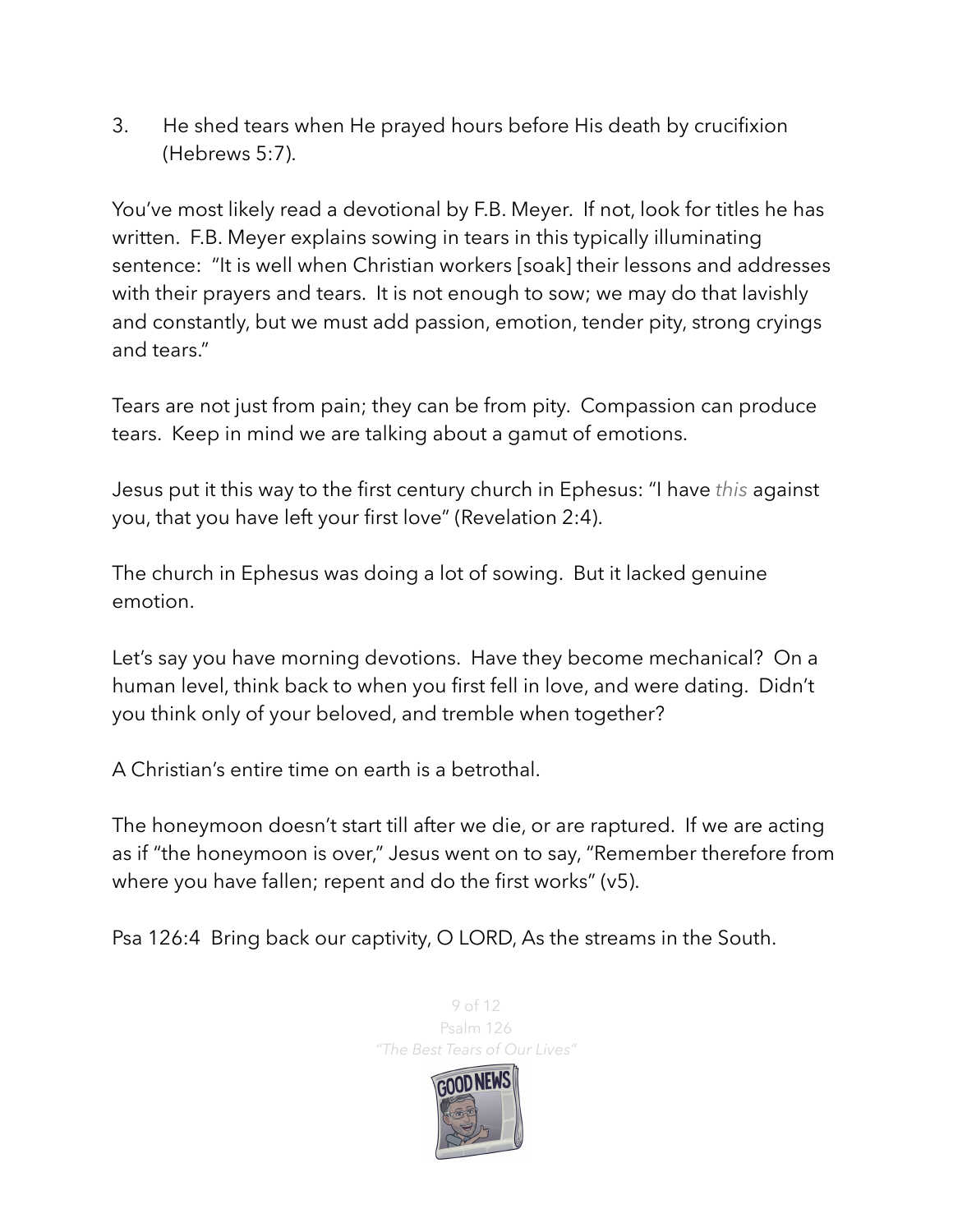3. He shed tears when He prayed hours before His death by crucifixion (Hebrews 5:7).

You've most likely read a devotional by F.B. Meyer. If not, look for titles he has written. F.B. Meyer explains sowing in tears in this typically illuminating sentence: "It is well when Christian workers [soak] their lessons and addresses with their prayers and tears. It is not enough to sow; we may do that lavishly and constantly, but we must add passion, emotion, tender pity, strong cryings and tears."

Tears are not just from pain; they can be from pity. Compassion can produce tears. Keep in mind we are talking about a gamut of emotions.

Jesus put it this way to the first century church in Ephesus: "I have *this* against you, that you have left your first love" (Revelation 2:4).

The church in Ephesus was doing a lot of sowing. But it lacked genuine emotion.

Let's say you have morning devotions. Have they become mechanical? On a human level, think back to when you first fell in love, and were dating. Didn't you think only of your beloved, and tremble when together?

A Christian's entire time on earth is a betrothal.

The honeymoon doesn't start till after we die, or are raptured. If we are acting as if "the honeymoon is over," Jesus went on to say, "Remember therefore from where you have fallen; repent and do the first works" (v5).

Psa 126:4 Bring back our captivity, O LORD, As the streams in the South.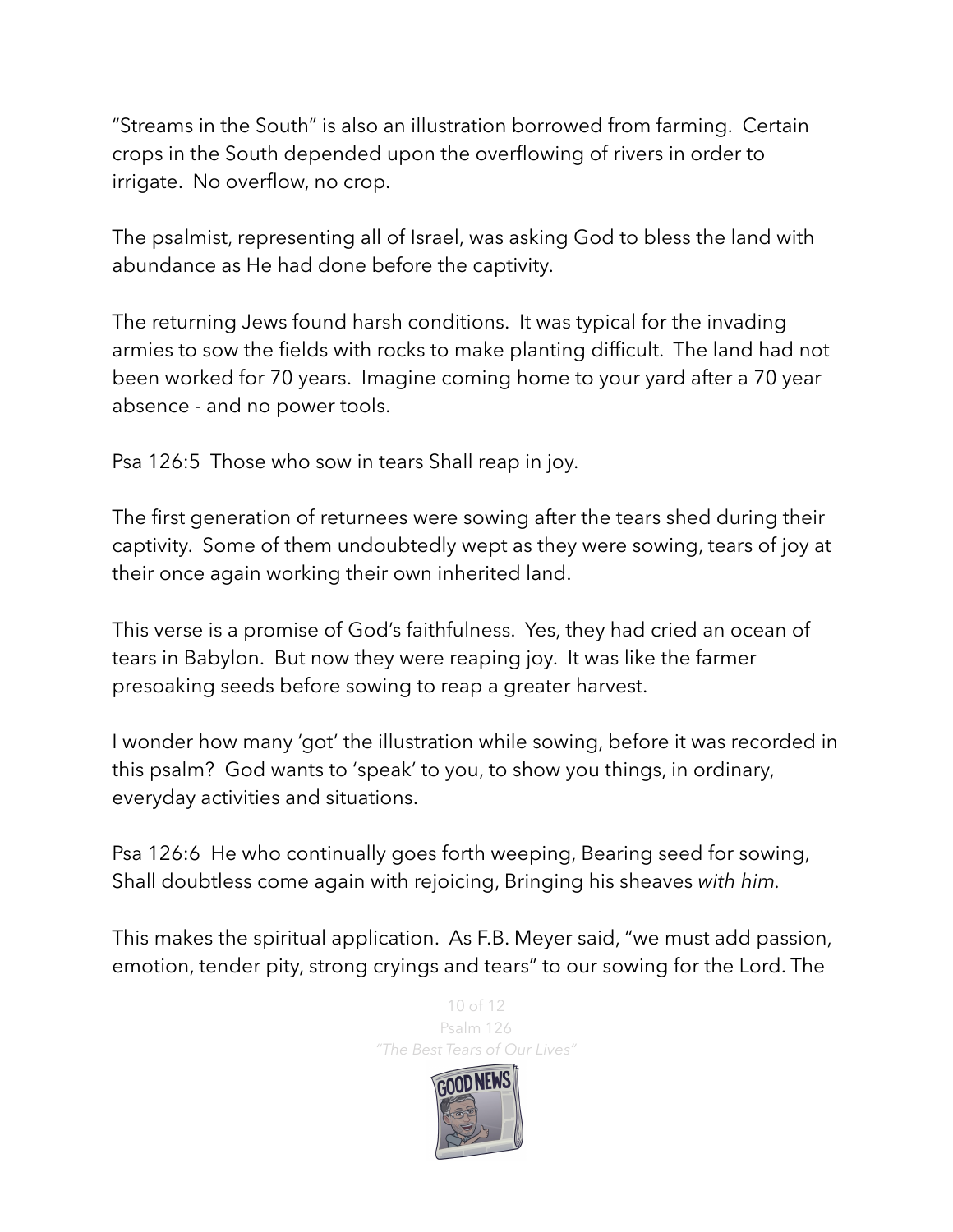"Streams in the South" is also an illustration borrowed from farming. Certain crops in the South depended upon the overflowing of rivers in order to irrigate. No overflow, no crop.

The psalmist, representing all of Israel, was asking God to bless the land with abundance as He had done before the captivity.

The returning Jews found harsh conditions. It was typical for the invading armies to sow the fields with rocks to make planting difficult. The land had not been worked for 70 years. Imagine coming home to your yard after a 70 year absence - and no power tools.

Psa 126:5 Those who sow in tears Shall reap in joy.

The first generation of returnees were sowing after the tears shed during their captivity. Some of them undoubtedly wept as they were sowing, tears of joy at their once again working their own inherited land.

This verse is a promise of God's faithfulness. Yes, they had cried an ocean of tears in Babylon. But now they were reaping joy. It was like the farmer presoaking seeds before sowing to reap a greater harvest.

I wonder how many 'got' the illustration while sowing, before it was recorded in this psalm? God wants to 'speak' to you, to show you things, in ordinary, everyday activities and situations.

Psa 126:6 He who continually goes forth weeping, Bearing seed for sowing, Shall doubtless come again with rejoicing, Bringing his sheaves *with him*.

This makes the spiritual application. As F.B. Meyer said, "we must add passion, emotion, tender pity, strong cryings and tears" to our sowing for the Lord. The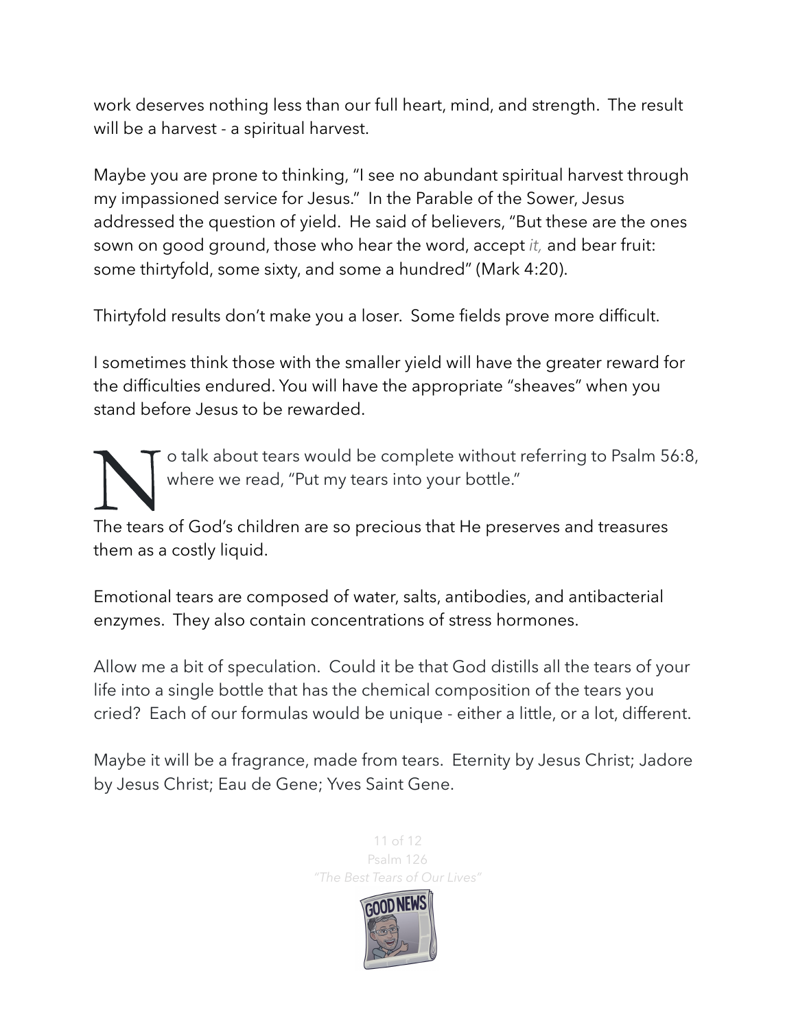work deserves nothing less than our full heart, mind, and strength. The result will be a harvest - a spiritual harvest.

Maybe you are prone to thinking, "I see no abundant spiritual harvest through my impassioned service for Jesus." In the Parable of the Sower, Jesus addressed the question of yield. He said of believers, "But these are the ones sown on good ground, those who hear the word, accept *it,* and bear fruit: some thirtyfold, some sixty, and some a hundred" (Mark 4:20).

Thirtyfold results don't make you a loser. Some fields prove more difficult.

I sometimes think those with the smaller yield will have the greater reward for the difficulties endured. You will have the appropriate "sheaves" when you stand before Jesus to be rewarded.

No talk about tears would be complete without referring to Psalm 56:8, where we read, "Put my tears into your bottle."

The tears of God's children are so precious that He preserves and treasures them as a costly liquid.

Emotional tears are composed of water, salts, antibodies, and antibacterial enzymes. They also contain concentrations of stress hormones.

Allow me a bit of speculation. Could it be that God distills all the tears of your life into a single bottle that has the chemical composition of the tears you cried? Each of our formulas would be unique - either a little, or a lot, different.

Maybe it will be a fragrance, made from tears. Eternity by Jesus Christ; Jadore by Jesus Christ; Eau de Gene; Yves Saint Gene.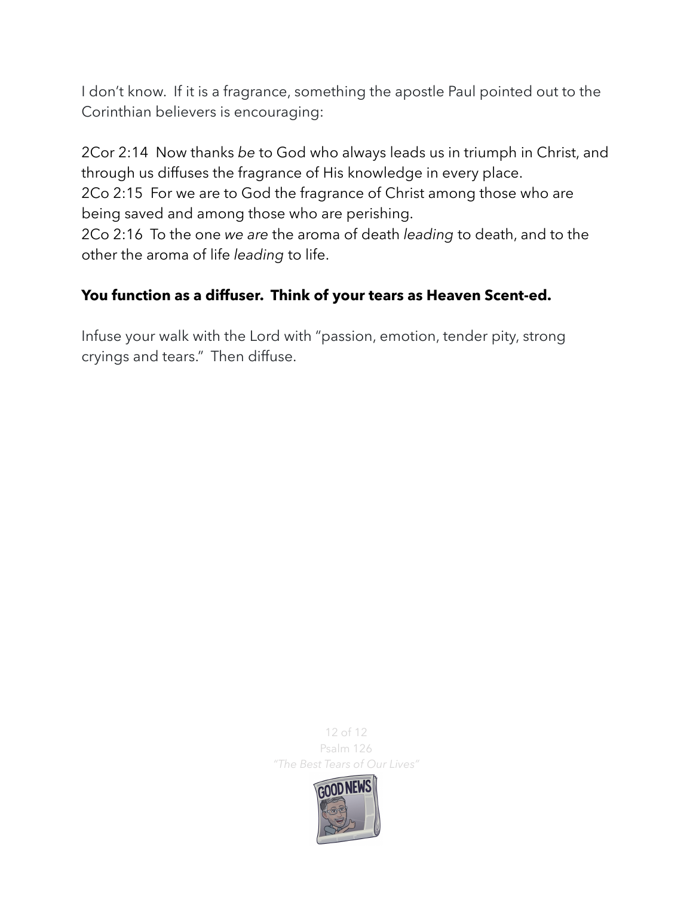I don't know. If it is a fragrance, something the apostle Paul pointed out to the Corinthian believers is encouraging:

2Cor 2:14 Now thanks *be* to God who always leads us in triumph in Christ, and through us diffuses the fragrance of His knowledge in every place.
2Co 2:15 For we are to God the fragrance of Christ among those who are being saved and among those who are perishing.
2Co 2:16 To the one *we are* the aroma of death *leading* to death, and to the other the aroma of life *leading* to life.

**You function as a diffuser. Think of your tears as Heaven Scent-ed.**

Infuse your walk with the Lord with "passion, emotion, tender pity, strong cryings and tears." Then diffuse.